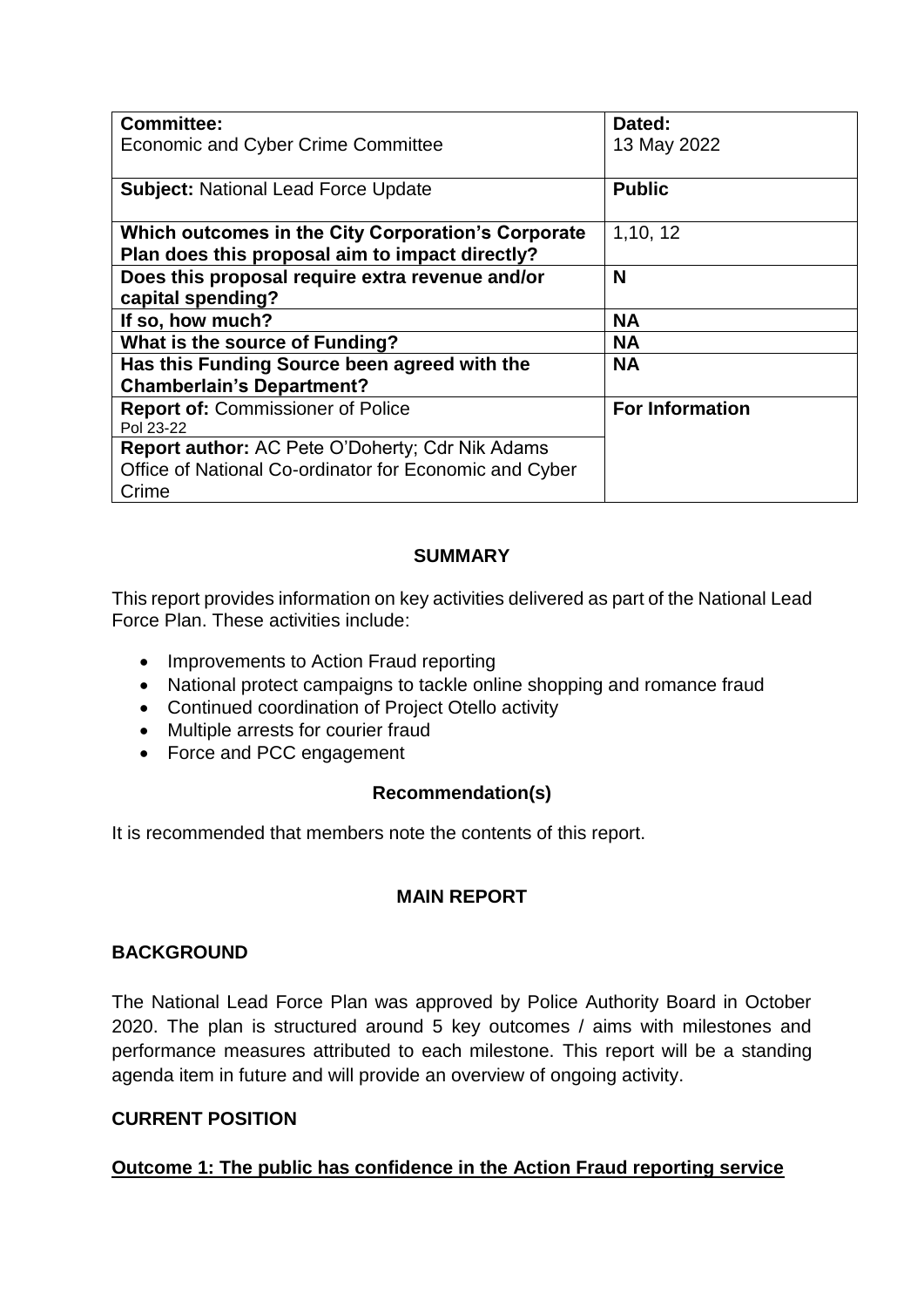| **Committee:** Economic and Cyber Crime Committee | **Dated:** 13 May 2022 |
|---|---|
| **Subject:** National Lead Force Update | **Public** |
| **Which outcomes in the City Corporation's Corporate Plan does this proposal aim to impact directly?** | 1,10, 12 |
| **Does this proposal require extra revenue and/or capital spending?** | **N** |
| **If so, how much?** | **NA** |
| **What is the source of Funding?** | **NA** |
| **Has this Funding Source been agreed with the Chamberlain's Department?** | **NA** |
| **Report of:** Commissioner of Police Pol 23-22 | **For Information** |
| **Report author:** AC Pete O'Doherty; Cdr Nik Adams Office of National Co-ordinator for Economic and Cyber Crime | |

## SUMMARY

This report provides information on key activities delivered as part of the National Lead Force Plan. These activities include:

- Improvements to Action Fraud reporting
- National protect campaigns to tackle online shopping and romance fraud
- Continued coordination of Project Otello activity
- Multiple arrests for courier fraud
- Force and PCC engagement

## Recommendation(s)

It is recommended that members note the contents of this report.

## MAIN REPORT

### BACKGROUND

The National Lead Force Plan was approved by Police Authority Board in October 2020. The plan is structured around 5 key outcomes / aims with milestones and performance measures attributed to each milestone. This report will be a standing agenda item in future and will provide an overview of ongoing activity.

### CURRENT POSITION

**Outcome 1: The public has confidence in the Action Fraud reporting service**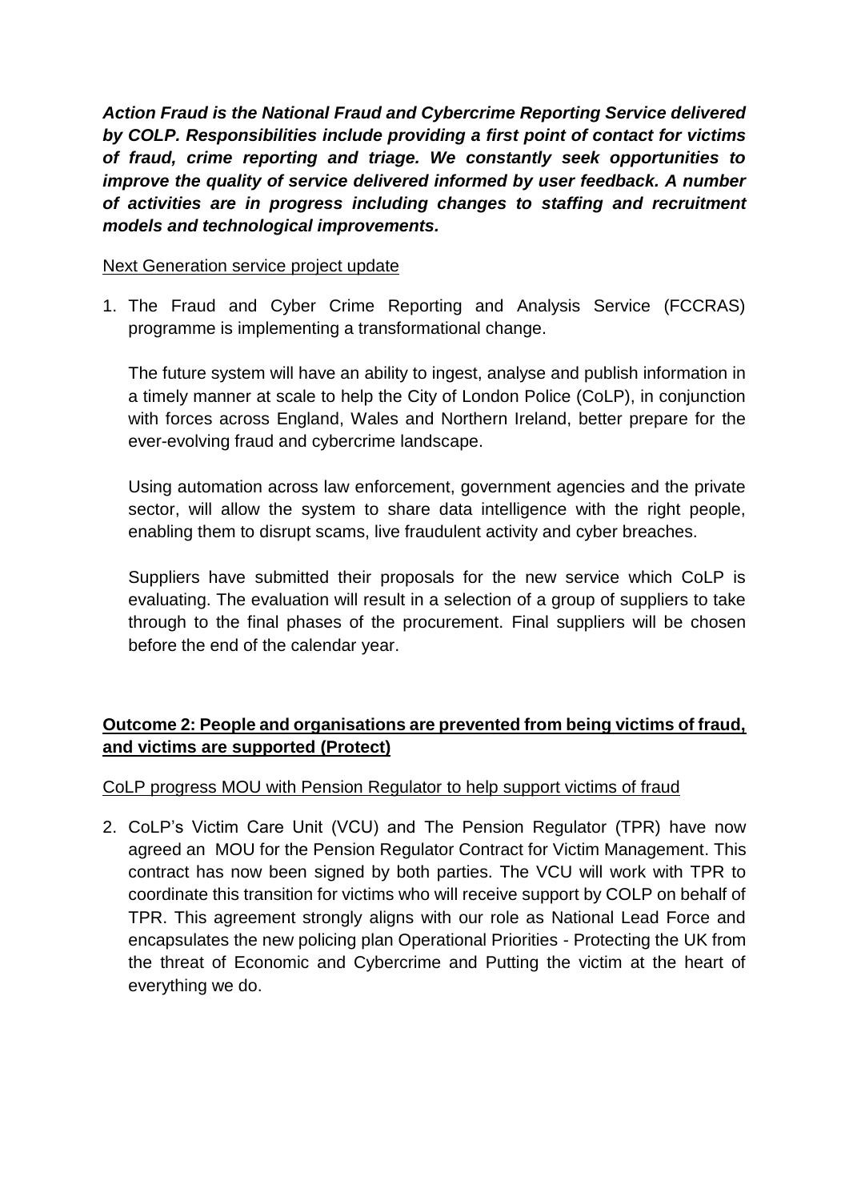***Action Fraud is the National Fraud and Cybercrime Reporting Service delivered by COLP. Responsibilities include providing a first point of contact for victims of fraud, crime reporting and triage. We constantly seek opportunities to improve the quality of service delivered informed by user feedback. A number of activities are in progress including changes to staffing and recruitment models and technological improvements.***

Next Generation service project update

1. The Fraud and Cyber Crime Reporting and Analysis Service (FCCRAS) programme is implementing a transformational change.

   The future system will have an ability to ingest, analyse and publish information in a timely manner at scale to help the City of London Police (CoLP), in conjunction with forces across England, Wales and Northern Ireland, better prepare for the ever-evolving fraud and cybercrime landscape.

   Using automation across law enforcement, government agencies and the private sector, will allow the system to share data intelligence with the right people, enabling them to disrupt scams, live fraudulent activity and cyber breaches.

   Suppliers have submitted their proposals for the new service which CoLP is evaluating. The evaluation will result in a selection of a group of suppliers to take through to the final phases of the procurement. Final suppliers will be chosen before the end of the calendar year.

**Outcome 2: People and organisations are prevented from being victims of fraud, and victims are supported (Protect)**

CoLP progress MOU with Pension Regulator to help support victims of fraud

2. CoLP's Victim Care Unit (VCU) and The Pension Regulator (TPR) have now agreed an MOU for the Pension Regulator Contract for Victim Management. This contract has now been signed by both parties. The VCU will work with TPR to coordinate this transition for victims who will receive support by COLP on behalf of TPR. This agreement strongly aligns with our role as National Lead Force and encapsulates the new policing plan Operational Priorities - Protecting the UK from the threat of Economic and Cybercrime and Putting the victim at the heart of everything we do.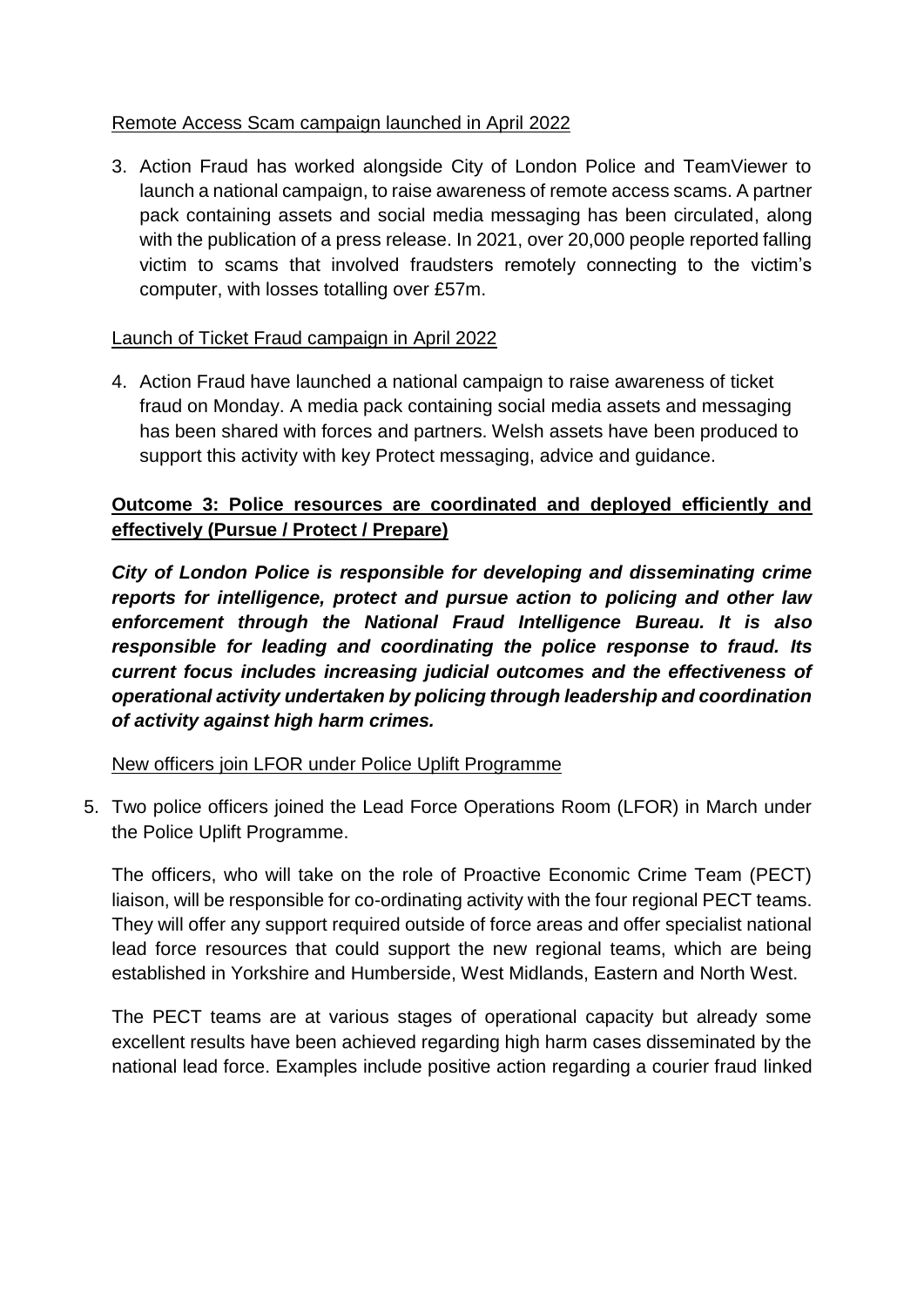Remote Access Scam campaign launched in April 2022

3. Action Fraud has worked alongside City of London Police and TeamViewer to launch a national campaign, to raise awareness of remote access scams. A partner pack containing assets and social media messaging has been circulated, along with the publication of a press release. In 2021, over 20,000 people reported falling victim to scams that involved fraudsters remotely connecting to the victim's computer, with losses totalling over £57m.

Launch of Ticket Fraud campaign in April 2022

4. Action Fraud have launched a national campaign to raise awareness of ticket fraud on Monday. A media pack containing social media assets and messaging has been shared with forces and partners. Welsh assets have been produced to support this activity with key Protect messaging, advice and guidance.

**Outcome 3: Police resources are coordinated and deployed efficiently and effectively (Pursue / Protect / Prepare)**

***City of London Police is responsible for developing and disseminating crime reports for intelligence, protect and pursue action to policing and other law enforcement through the National Fraud Intelligence Bureau. It is also responsible for leading and coordinating the police response to fraud. Its current focus includes increasing judicial outcomes and the effectiveness of operational activity undertaken by policing through leadership and coordination of activity against high harm crimes.***

New officers join LFOR under Police Uplift Programme

5. Two police officers joined the Lead Force Operations Room (LFOR) in March under the Police Uplift Programme.

   The officers, who will take on the role of Proactive Economic Crime Team (PECT) liaison, will be responsible for co-ordinating activity with the four regional PECT teams. They will offer any support required outside of force areas and offer specialist national lead force resources that could support the new regional teams, which are being established in Yorkshire and Humberside, West Midlands, Eastern and North West.

   The PECT teams are at various stages of operational capacity but already some excellent results have been achieved regarding high harm cases disseminated by the national lead force. Examples include positive action regarding a courier fraud linked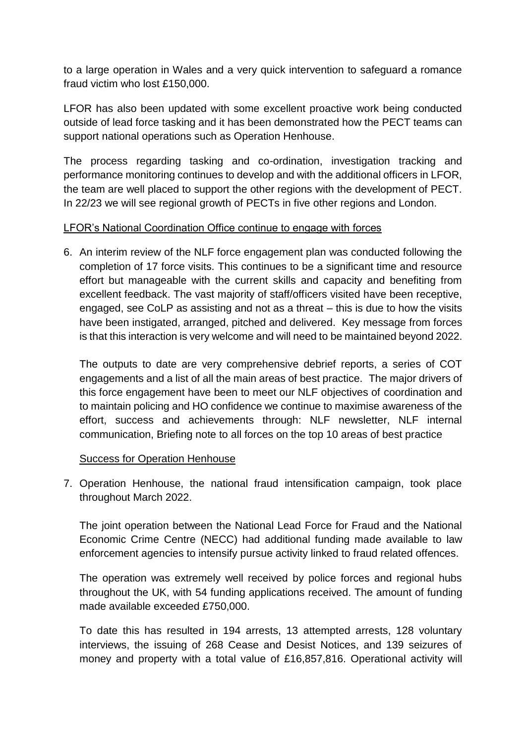to a large operation in Wales and a very quick intervention to safeguard a romance fraud victim who lost £150,000.

LFOR has also been updated with some excellent proactive work being conducted outside of lead force tasking and it has been demonstrated how the PECT teams can support national operations such as Operation Henhouse.

The process regarding tasking and co-ordination, investigation tracking and performance monitoring continues to develop and with the additional officers in LFOR, the team are well placed to support the other regions with the development of PECT. In 22/23 we will see regional growth of PECTs in five other regions and London.

<u>LFOR's National Coordination Office continue to engage with forces</u>

6. An interim review of the NLF force engagement plan was conducted following the completion of 17 force visits. This continues to be a significant time and resource effort but manageable with the current skills and capacity and benefiting from excellent feedback. The vast majority of staff/officers visited have been receptive, engaged, see CoLP as assisting and not as a threat – this is due to how the visits have been instigated, arranged, pitched and delivered. Key message from forces is that this interaction is very welcome and will need to be maintained beyond 2022.

   The outputs to date are very comprehensive debrief reports, a series of COT engagements and a list of all the main areas of best practice. The major drivers of this force engagement have been to meet our NLF objectives of coordination and to maintain policing and HO confidence we continue to maximise awareness of the effort, success and achievements through: NLF newsletter, NLF internal communication, Briefing note to all forces on the top 10 areas of best practice

<u>Success for Operation Henhouse</u>

7. Operation Henhouse, the national fraud intensification campaign, took place throughout March 2022.

   The joint operation between the National Lead Force for Fraud and the National Economic Crime Centre (NECC) had additional funding made available to law enforcement agencies to intensify pursue activity linked to fraud related offences.

   The operation was extremely well received by police forces and regional hubs throughout the UK, with 54 funding applications received. The amount of funding made available exceeded £750,000.

   To date this has resulted in 194 arrests, 13 attempted arrests, 128 voluntary interviews, the issuing of 268 Cease and Desist Notices, and 139 seizures of money and property with a total value of £16,857,816. Operational activity will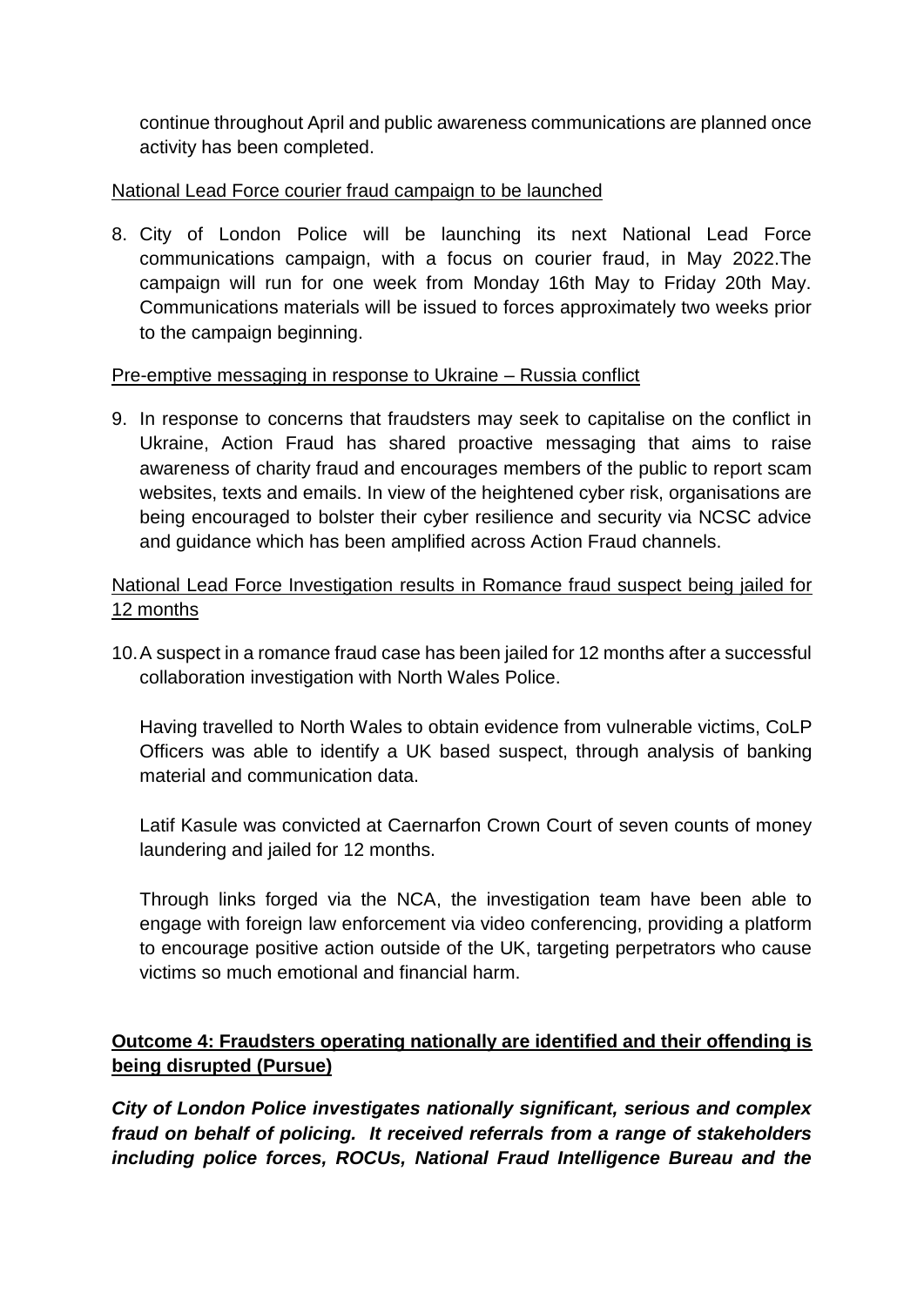continue throughout April and public awareness communications are planned once activity has been completed.

<u>National Lead Force courier fraud campaign to be launched</u>

8. City of London Police will be launching its next National Lead Force communications campaign, with a focus on courier fraud, in May 2022.The campaign will run for one week from Monday 16th May to Friday 20th May. Communications materials will be issued to forces approximately two weeks prior to the campaign beginning.

<u>Pre-emptive messaging in response to Ukraine – Russia conflict</u>

9. In response to concerns that fraudsters may seek to capitalise on the conflict in Ukraine, Action Fraud has shared proactive messaging that aims to raise awareness of charity fraud and encourages members of the public to report scam websites, texts and emails. In view of the heightened cyber risk, organisations are being encouraged to bolster their cyber resilience and security via NCSC advice and guidance which has been amplified across Action Fraud channels.

<u>National Lead Force Investigation results in Romance fraud suspect being jailed for 12 months</u>

10. A suspect in a romance fraud case has been jailed for 12 months after a successful collaboration investigation with North Wales Police.

    Having travelled to North Wales to obtain evidence from vulnerable victims, CoLP Officers was able to identify a UK based suspect, through analysis of banking material and communication data.

    Latif Kasule was convicted at Caernarfon Crown Court of seven counts of money laundering and jailed for 12 months.

    Through links forged via the NCA, the investigation team have been able to engage with foreign law enforcement via video conferencing, providing a platform to encourage positive action outside of the UK, targeting perpetrators who cause victims so much emotional and financial harm.

**<u>Outcome 4: Fraudsters operating nationally are identified and their offending is being disrupted (Pursue)</u>**

***City of London Police investigates nationally significant, serious and complex fraud on behalf of policing. It received referrals from a range of stakeholders including police forces, ROCUs, National Fraud Intelligence Bureau and the***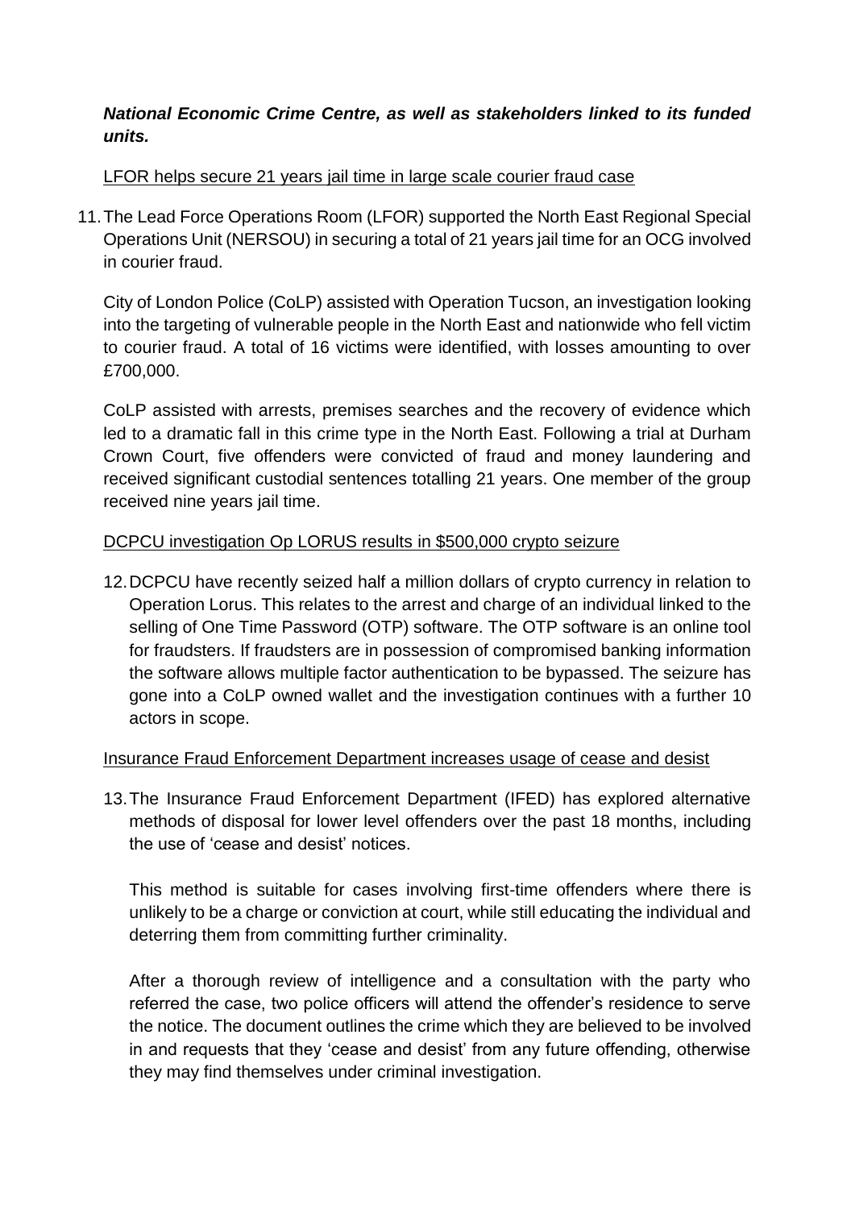***National Economic Crime Centre, as well as stakeholders linked to its funded units.***

LFOR helps secure 21 years jail time in large scale courier fraud case

11. The Lead Force Operations Room (LFOR) supported the North East Regional Special Operations Unit (NERSOU) in securing a total of 21 years jail time for an OCG involved in courier fraud.

    City of London Police (CoLP) assisted with Operation Tucson, an investigation looking into the targeting of vulnerable people in the North East and nationwide who fell victim to courier fraud. A total of 16 victims were identified, with losses amounting to over £700,000.

    CoLP assisted with arrests, premises searches and the recovery of evidence which led to a dramatic fall in this crime type in the North East. Following a trial at Durham Crown Court, five offenders were convicted of fraud and money laundering and received significant custodial sentences totalling 21 years. One member of the group received nine years jail time.

DCPCU investigation Op LORUS results in $500,000 crypto seizure

12. DCPCU have recently seized half a million dollars of crypto currency in relation to Operation Lorus. This relates to the arrest and charge of an individual linked to the selling of One Time Password (OTP) software. The OTP software is an online tool for fraudsters. If fraudsters are in possession of compromised banking information the software allows multiple factor authentication to be bypassed. The seizure has gone into a CoLP owned wallet and the investigation continues with a further 10 actors in scope.

Insurance Fraud Enforcement Department increases usage of cease and desist

13. The Insurance Fraud Enforcement Department (IFED) has explored alternative methods of disposal for lower level offenders over the past 18 months, including the use of 'cease and desist' notices.

    This method is suitable for cases involving first-time offenders where there is unlikely to be a charge or conviction at court, while still educating the individual and deterring them from committing further criminality.

    After a thorough review of intelligence and a consultation with the party who referred the case, two police officers will attend the offender's residence to serve the notice. The document outlines the crime which they are believed to be involved in and requests that they 'cease and desist' from any future offending, otherwise they may find themselves under criminal investigation.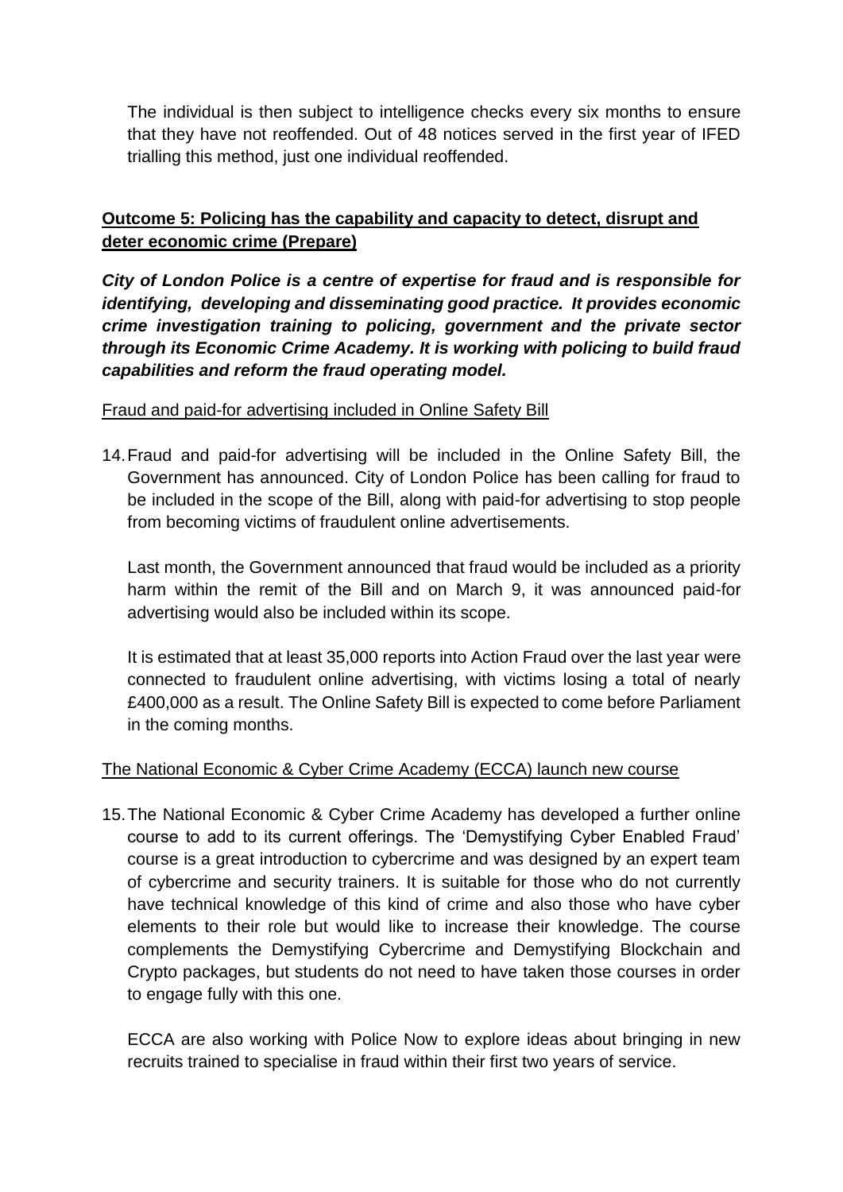The individual is then subject to intelligence checks every six months to ensure that they have not reoffended. Out of 48 notices served in the first year of IFED trialling this method, just one individual reoffended.

**<u>Outcome 5: Policing has the capability and capacity to detect, disrupt and deter economic crime (Prepare)</u>**

***City of London Police is a centre of expertise for fraud and is responsible for identifying, developing and disseminating good practice. It provides economic crime investigation training to policing, government and the private sector through its Economic Crime Academy. It is working with policing to build fraud capabilities and reform the fraud operating model.***

<u>Fraud and paid-for advertising included in Online Safety Bill</u>

14. Fraud and paid-for advertising will be included in the Online Safety Bill, the Government has announced. City of London Police has been calling for fraud to be included in the scope of the Bill, along with paid-for advertising to stop people from becoming victims of fraudulent online advertisements.

    Last month, the Government announced that fraud would be included as a priority harm within the remit of the Bill and on March 9, it was announced paid-for advertising would also be included within its scope.

    It is estimated that at least 35,000 reports into Action Fraud over the last year were connected to fraudulent online advertising, with victims losing a total of nearly £400,000 as a result. The Online Safety Bill is expected to come before Parliament in the coming months.

<u>The National Economic & Cyber Crime Academy (ECCA) launch new course</u>

15. The National Economic & Cyber Crime Academy has developed a further online course to add to its current offerings. The 'Demystifying Cyber Enabled Fraud' course is a great introduction to cybercrime and was designed by an expert team of cybercrime and security trainers. It is suitable for those who do not currently have technical knowledge of this kind of crime and also those who have cyber elements to their role but would like to increase their knowledge. The course complements the Demystifying Cybercrime and Demystifying Blockchain and Crypto packages, but students do not need to have taken those courses in order to engage fully with this one.

    ECCA are also working with Police Now to explore ideas about bringing in new recruits trained to specialise in fraud within their first two years of service.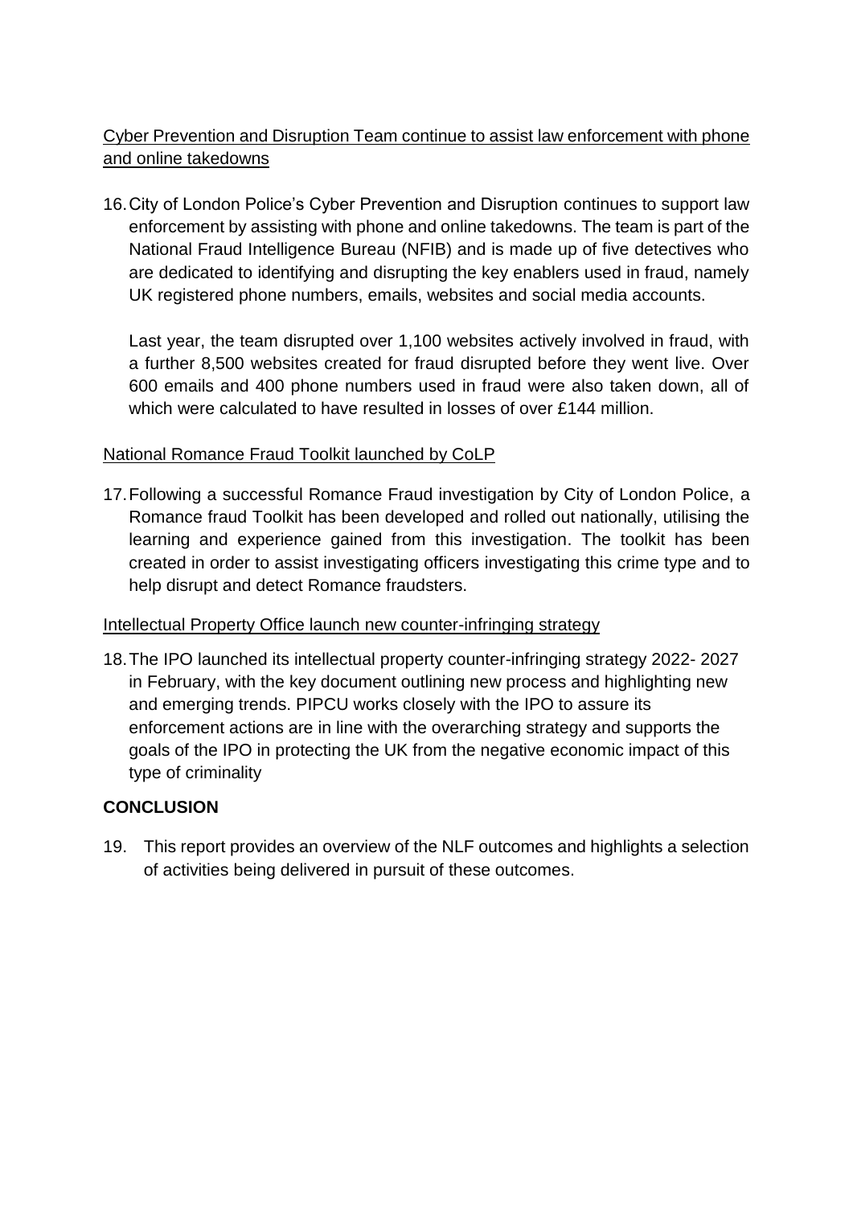Cyber Prevention and Disruption Team continue to assist law enforcement with phone and online takedowns

16. City of London Police's Cyber Prevention and Disruption continues to support law enforcement by assisting with phone and online takedowns. The team is part of the National Fraud Intelligence Bureau (NFIB) and is made up of five detectives who are dedicated to identifying and disrupting the key enablers used in fraud, namely UK registered phone numbers, emails, websites and social media accounts.

    Last year, the team disrupted over 1,100 websites actively involved in fraud, with a further 8,500 websites created for fraud disrupted before they went live. Over 600 emails and 400 phone numbers used in fraud were also taken down, all of which were calculated to have resulted in losses of over £144 million.

National Romance Fraud Toolkit launched by CoLP

17. Following a successful Romance Fraud investigation by City of London Police, a Romance fraud Toolkit has been developed and rolled out nationally, utilising the learning and experience gained from this investigation. The toolkit has been created in order to assist investigating officers investigating this crime type and to help disrupt and detect Romance fraudsters.

Intellectual Property Office launch new counter-infringing strategy

18. The IPO launched its intellectual property counter-infringing strategy 2022- 2027 in February, with the key document outlining new process and highlighting new and emerging trends. PIPCU works closely with the IPO to assure its enforcement actions are in line with the overarching strategy and supports the goals of the IPO in protecting the UK from the negative economic impact of this type of criminality

**CONCLUSION**

19. This report provides an overview of the NLF outcomes and highlights a selection of activities being delivered in pursuit of these outcomes.